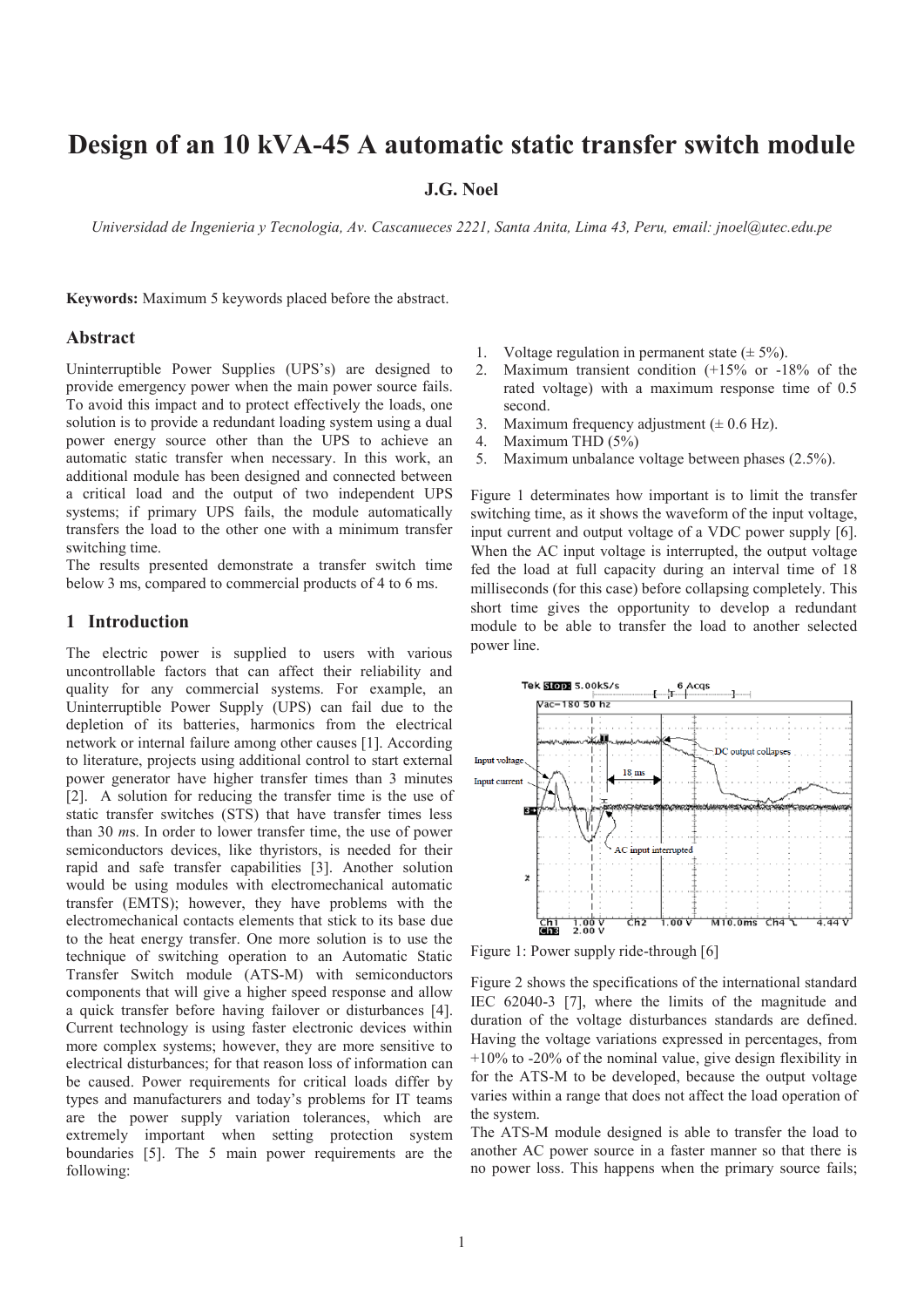# Design of an 10 kVA-45 A automatic static transfer switch module

**J.G. Noel**

*Universidad de Ingenieria y Tecnologia, Av. Cascanueces 2221, Santa Anita, Lima 43, Peru, email: jnoel@utec.edu.pe*

**Keywords:** Maximum 5 keywords placed before the abstract.

## Abstract

Uninterruptible Power Supplies (UPS's) are designed to provide emergency power when the main power source fails. To avoid this impact and to protect effectively the loads, one solution is to provide a redundant loading system using a dual power energy source other than the UPS to achieve an automatic static transfer when necessary. In this work, an additional module has been designed and connected between a critical load and the output of two independent UPS systems; if primary UPS fails, the module automatically transfers the load to the other one with a minimum transfer switching time.

The results presented demonstrate a transfer switch time below 3 ms, compared to commercial products of 4 to 6 ms.

## 1 Introduction

The electric power is supplied to users with various uncontrollable factors that can affect their reliability and quality for any commercial systems. For example, an Uninterruptible Power Supply (UPS) can fail due to the depletion of its batteries, harmonics from the electrical network or internal failure among other causes [1]. According to literature, projects using additional control to start external power generator have higher transfer times than 3 minutes [2]. A solution for reducing the transfer time is the use of static transfer switches (STS) that have transfer times less than 30 *m*s. In order to lower transfer time, the use of power semiconductors devices, like thyristors, is needed for their rapid and safe transfer capabilities [3]. Another solution would be using modules with electromechanical automatic transfer (EMTS); however, they have problems with the electromechanical contacts elements that stick to its base due to the heat energy transfer. One more solution is to use the technique of switching operation to an Automatic Static Transfer Switch module (ATS-M) with semiconductors components that will give a higher speed response and allow a quick transfer before having failover or disturbances [4]. Current technology is using faster electronic devices within more complex systems; however, they are more sensitive to electrical disturbances; for that reason loss of information can be caused. Power requirements for critical loads differ by types and manufacturers and today's problems for IT teams are the power supply variation tolerances, which are extremely important when setting protection system boundaries [5]. The 5 main power requirements are the following:

1. Voltage regulation in permanent state (± 5%).
2. Maximum transient condition (+15% or -18% of the rated voltage) with a maximum response time of 0.5 second.
3. Maximum frequency adjustment (± 0.6 Hz).
4. Maximum THD (5%)
5. Maximum unbalance voltage between phases (2.5%).

Figure 1 determinates how important is to limit the transfer switching time, as it shows the waveform of the input voltage, input current and output voltage of a VDC power supply [6]. When the AC input voltage is interrupted, the output voltage fed the load at full capacity during an interval time of 18 milliseconds (for this case) before collapsing completely. This short time gives the opportunity to develop a redundant module to be able to transfer the load to another selected power line.

Figure 1: Power supply ride-through [6]

Figure 2 shows the specifications of the international standard IEC 62040-3 [7], where the limits of the magnitude and duration of the voltage disturbances standards are defined. Having the voltage variations expressed in percentages, from +10% to -20% of the nominal value, give design flexibility in for the ATS-M to be developed, because the output voltage varies within a range that does not affect the load operation of the system.

The ATS-M module designed is able to transfer the load to another AC power source in a faster manner so that there is no power loss. This happens when the primary source fails;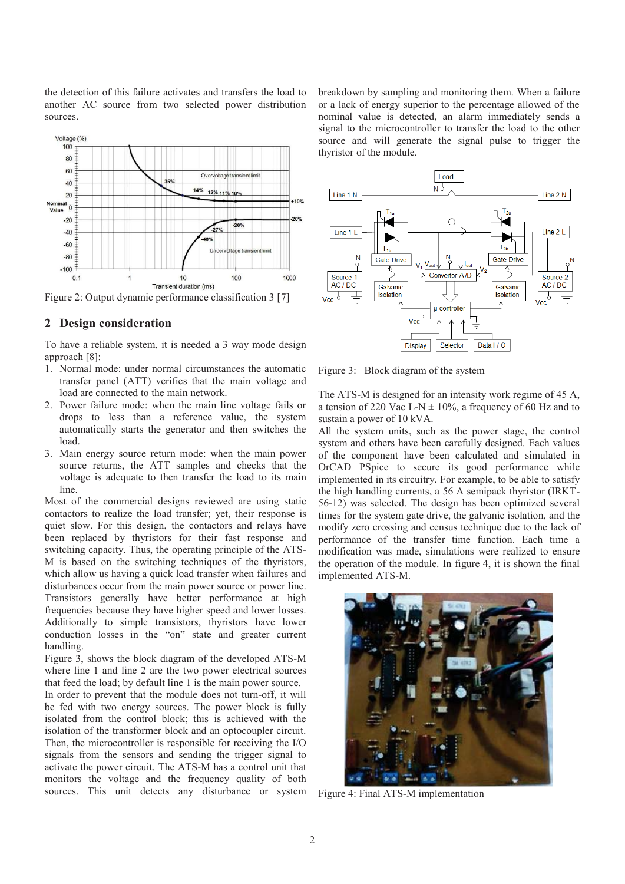the detection of this failure activates and transfers the load to another AC source from two selected power distribution sources.

Figure 2: Output dynamic performance classification 3 [7]

## 2 Design consideration

To have a reliable system, it is needed a 3 way mode design approach [8]:

1. Normal mode: under normal circumstances the automatic transfer panel (ATT) verifies that the main voltage and load are connected to the main network.
2. Power failure mode: when the main line voltage fails or drops to less than a reference value, the system automatically starts the generator and then switches the load.
3. Main energy source return mode: when the main power source returns, the ATT samples and checks that the voltage is adequate to then transfer the load to its main line.

Most of the commercial designs reviewed are using static contactors to realize the load transfer; yet, their response is quiet slow. For this design, the contactors and relays have been replaced by thyristors for their fast response and switching capacity. Thus, the operating principle of the ATS-M is based on the switching techniques of the thyristors, which allow us having a quick load transfer when failures and disturbances occur from the main power source or power line. Transistors generally have better performance at high frequencies because they have higher speed and lower losses. Additionally to simple transistors, thyristors have lower conduction losses in the "on" state and greater current handling.

Figure 3, shows the block diagram of the developed ATS-M where line 1 and line 2 are the two power electrical sources that feed the load; by default line 1 is the main power source. In order to prevent that the module does not turn-off, it will be fed with two energy sources. The power block is fully isolated from the control block; this is achieved with the isolation of the transformer block and an optocoupler circuit. Then, the microcontroller is responsible for receiving the I/O signals from the sensors and sending the trigger signal to activate the power circuit. The ATS-M has a control unit that monitors the voltage and the frequency quality of both sources. This unit detects any disturbance or system breakdown by sampling and monitoring them. When a failure or a lack of energy superior to the percentage allowed of the nominal value is detected, an alarm immediately sends a signal to the microcontroller to transfer the load to the other source and will generate the signal pulse to trigger the thyristor of the module.

Figure 3: Block diagram of the system

The ATS-M is designed for an intensity work regime of 45 A, a tension of 220 Vac L-N ± 10%, a frequency of 60 Hz and to sustain a power of 10 kVA.

All the system units, such as the power stage, the control system and others have been carefully designed. Each values of the component have been calculated and simulated in OrCAD PSpice to secure its good performance while implemented in its circuitry. For example, to be able to satisfy the high handling currents, a 56 A semipack thyristor (IRKT-56-12) was selected. The design has been optimized several times for the system gate drive, the galvanic isolation, and the modify zero crossing and census technique due to the lack of performance of the transfer time function. Each time a modification was made, simulations were realized to ensure the operation of the module. In figure 4, it is shown the final implemented ATS-M.

Figure 4: Final ATS-M implementation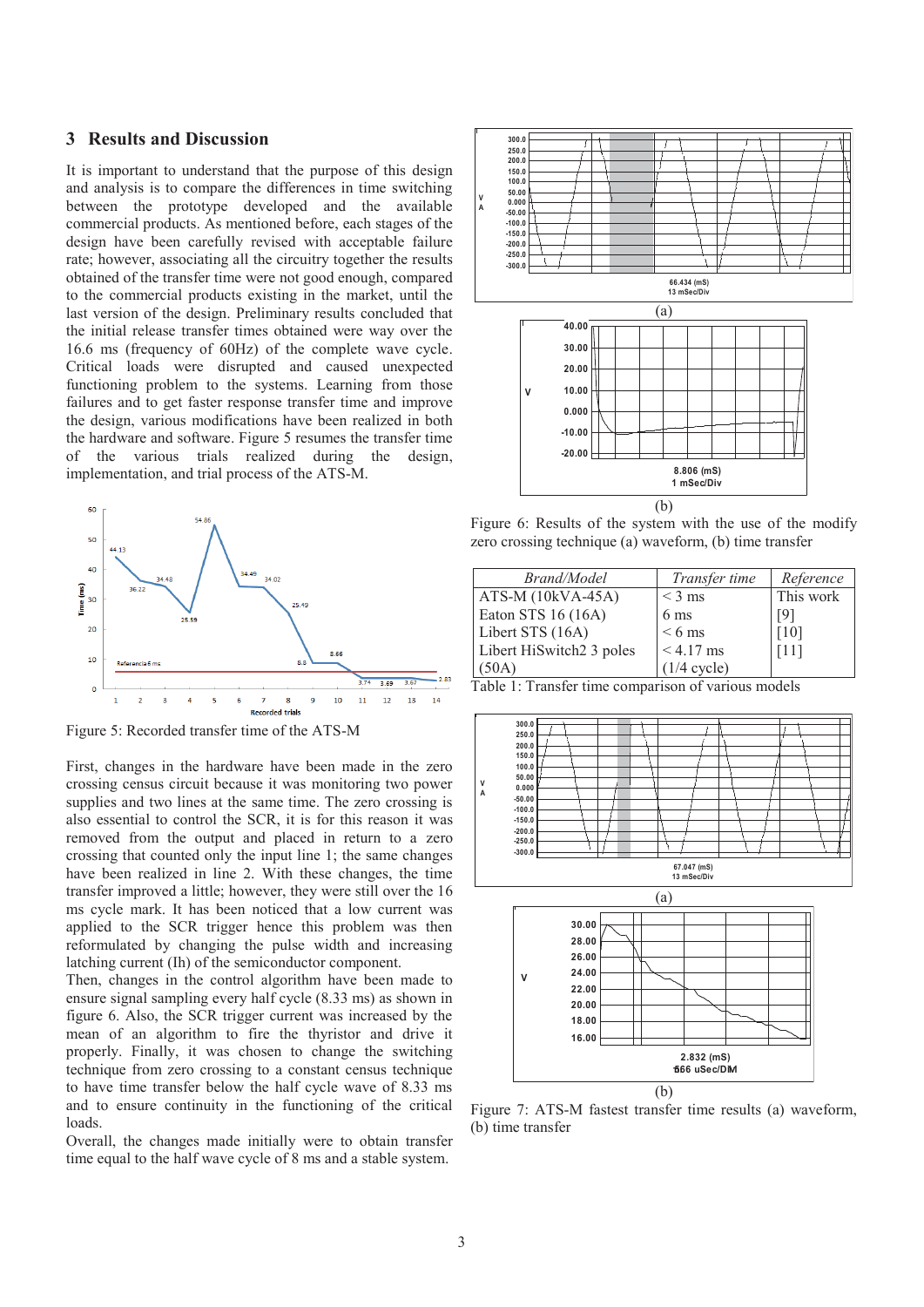## 3 Results and Discussion

It is important to understand that the purpose of this design and analysis is to compare the differences in time switching between the prototype developed and the available commercial products. As mentioned before, each stages of the design have been carefully revised with acceptable failure rate; however, associating all the circuitry together the results obtained of the transfer time were not good enough, compared to the commercial products existing in the market, until the last version of the design. Preliminary results concluded that the initial release transfer times obtained were way over the 16.6 ms (frequency of 60Hz) of the complete wave cycle. Critical loads were disrupted and caused unexpected functioning problem to the systems. Learning from those failures and to get faster response transfer time and improve the design, various modifications have been realized in both the hardware and software. Figure 5 resumes the transfer time of the various trials realized during the design, implementation, and trial process of the ATS-M.

Figure 5: Recorded transfer time of the ATS-M

First, changes in the hardware have been made in the zero crossing census circuit because it was monitoring two power supplies and two lines at the same time. The zero crossing is also essential to control the SCR, it is for this reason it was removed from the output and placed in return to a zero crossing that counted only the input line 1; the same changes have been realized in line 2. With these changes, the time transfer improved a little; however, they were still over the 16 ms cycle mark. It has been noticed that a low current was applied to the SCR trigger hence this problem was then reformulated by changing the pulse width and increasing latching current (Ih) of the semiconductor component.

Then, changes in the control algorithm have been made to ensure signal sampling every half cycle (8.33 ms) as shown in figure 6. Also, the SCR trigger current was increased by the mean of an algorithm to fire the thyristor and drive it properly. Finally, it was chosen to change the switching technique from zero crossing to a constant census technique to have time transfer below the half cycle wave of 8.33 ms and to ensure continuity in the functioning of the critical loads.

Overall, the changes made initially were to obtain transfer time equal to the half wave cycle of 8 ms and a stable system.

Figure 6: Results of the system with the use of the modify zero crossing technique (a) waveform, (b) time transfer

| *Brand/Model* | *Transfer time* | *Reference* |
|---|---|---|
| ATS-M (10kVA-45A) | < 3 ms | This work |
| Eaton STS 16 (16A) | 6 ms | [9] |
| Libert STS (16A) | < 6 ms | [10] |
| Libert HiSwitch2 3 poles (50A) | < 4.17 ms (1/4 cycle) | [11] |

Table 1: Transfer time comparison of various models

Figure 7: ATS-M fastest transfer time results (a) waveform, (b) time transfer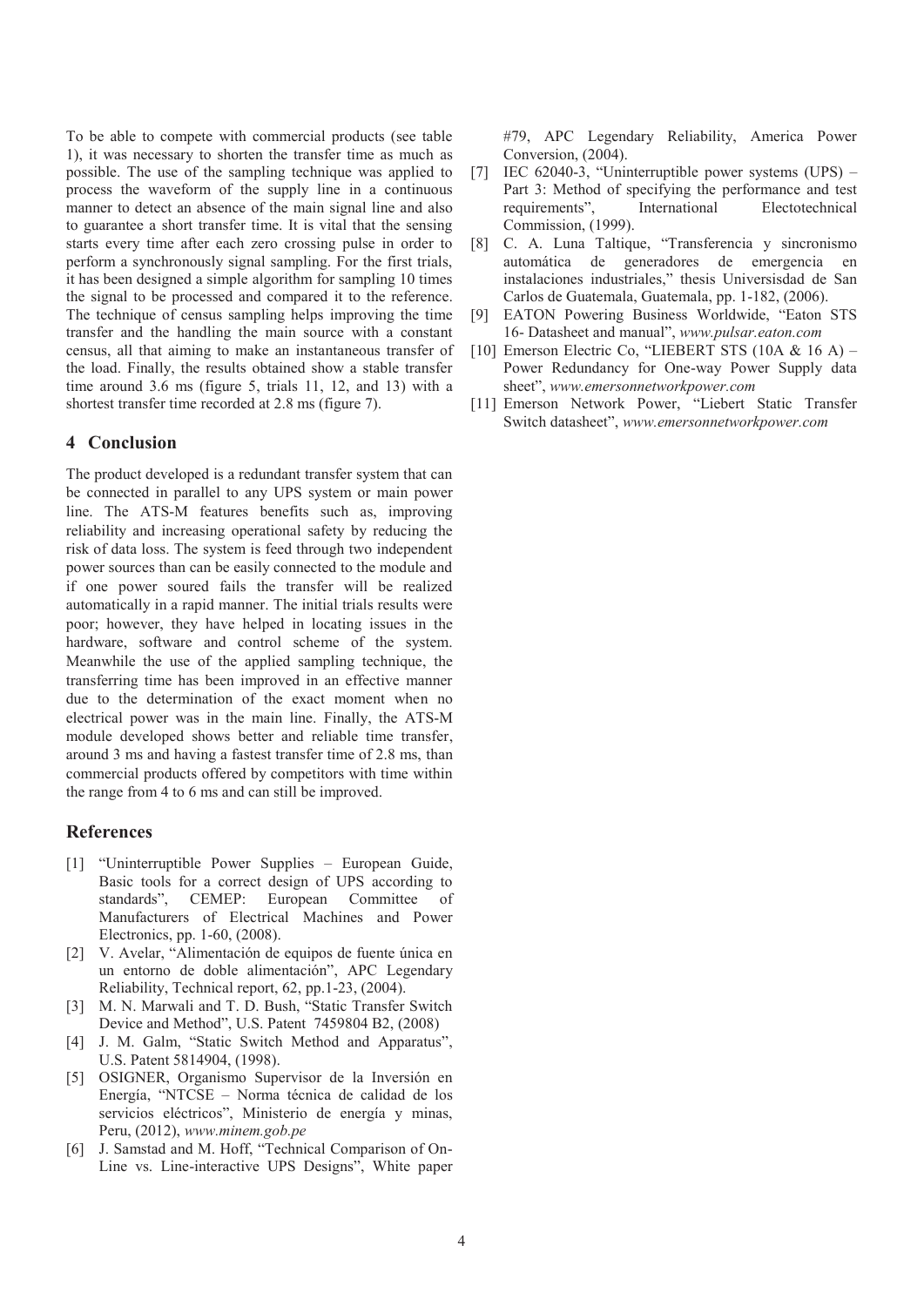To be able to compete with commercial products (see table 1), it was necessary to shorten the transfer time as much as possible. The use of the sampling technique was applied to process the waveform of the supply line in a continuous manner to detect an absence of the main signal line and also to guarantee a short transfer time. It is vital that the sensing starts every time after each zero crossing pulse in order to perform a synchronously signal sampling. For the first trials, it has been designed a simple algorithm for sampling 10 times the signal to be processed and compared it to the reference. The technique of census sampling helps improving the time transfer and the handling the main source with a constant census, all that aiming to make an instantaneous transfer of the load. Finally, the results obtained show a stable transfer time around 3.6 ms (figure 5, trials 11, 12, and 13) with a shortest transfer time recorded at 2.8 ms (figure 7).

## 4 Conclusion

The product developed is a redundant transfer system that can be connected in parallel to any UPS system or main power line. The ATS-M features benefits such as, improving reliability and increasing operational safety by reducing the risk of data loss. The system is feed through two independent power sources than can be easily connected to the module and if one power soured fails the transfer will be realized automatically in a rapid manner. The initial trials results were poor; however, they have helped in locating issues in the hardware, software and control scheme of the system. Meanwhile the use of the applied sampling technique, the transferring time has been improved in an effective manner due to the determination of the exact moment when no electrical power was in the main line. Finally, the ATS-M module developed shows better and reliable time transfer, around 3 ms and having a fastest transfer time of 2.8 ms, than commercial products offered by competitors with time within the range from 4 to 6 ms and can still be improved.

## References

[1] "Uninterruptible Power Supplies – European Guide, Basic tools for a correct design of UPS according to standards", CEMEP: European Committee of Manufacturers of Electrical Machines and Power Electronics, pp. 1-60, (2008).

[2] V. Avelar, "Alimentación de equipos de fuente única en un entorno de doble alimentación", APC Legendary Reliability, Technical report, 62, pp.1-23, (2004).

[3] M. N. Marwali and T. D. Bush, "Static Transfer Switch Device and Method", U.S. Patent 7459804 B2, (2008)

[4] J. M. Galm, "Static Switch Method and Apparatus", U.S. Patent 5814904, (1998).

[5] OSIGNER, Organismo Supervisor de la Inversión en Energía, "NTCSE – Norma técnica de calidad de los servicios eléctricos", Ministerio de energía y minas, Peru, (2012), *www.minem.gob.pe*

[6] J. Samstad and M. Hoff, "Technical Comparison of On-Line vs. Line-interactive UPS Designs", White paper #79, APC Legendary Reliability, America Power Conversion, (2004).

[7] IEC 62040-3, "Uninterruptible power systems (UPS) – Part 3: Method of specifying the performance and test requirements", International Electotechnical Commission, (1999).

[8] C. A. Luna Taltique, "Transferencia y sincronismo automática de generadores de emergencia en instalaciones industriales," thesis Universisdad de San Carlos de Guatemala, Guatemala, pp. 1-182, (2006).

[9] EATON Powering Business Worldwide, "Eaton STS 16- Datasheet and manual", *www.pulsar.eaton.com*

[10] Emerson Electric Co, "LIEBERT STS (10A & 16 A) – Power Redundancy for One-way Power Supply data sheet", *www.emersonnetworkpower.com*

[11] Emerson Network Power, "Liebert Static Transfer Switch datasheet", *www.emersonnetworkpower.com*